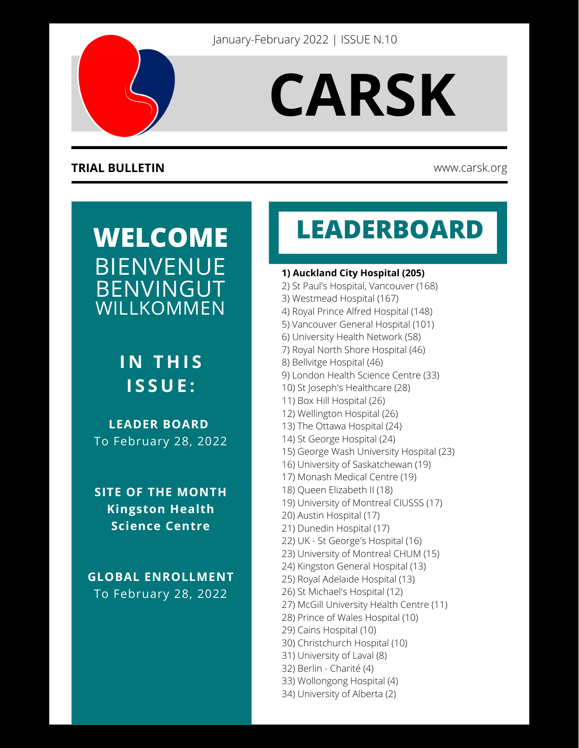January-February 2022 | ISSUE N.10

# CARSK

**TRIAL BULLETIN**

www.carsk.org

## WELCOME

BIENVENUE
BENVINGUT
WILLKOMMEN

### IN THIS ISSUE:

**LEADER BOARD**
To February 28, 2022

**SITE OF THE MONTH**
**Kingston Health Science Centre**

**GLOBAL ENROLLMENT**
To February 28, 2022

## LEADERBOARD

**1) Auckland City Hospital (205)**
2) St Paul's Hospital, Vancouver (168)
3) Westmead Hospital (167)
4) Royal Prince Alfred Hospital (148)
5) Vancouver General Hospital (101)
6) University Health Network (58)
7) Royal North Shore Hospital (46)
8) Bellvitge Hospital (46)
9) London Health Science Centre (33)
10) St Joseph's Healthcare (28)
11) Box Hill Hospital (26)
12) Wellington Hospital (26)
13) The Ottawa Hospital (24)
14) St George Hospital (24)
15) George Wash University Hospital (23)
16) University of Saskatchewan (19)
17) Monash Medical Centre (19)
18) Queen Elizabeth II (18)
19) University of Montreal CIUSSS (17)
20) Austin Hospital (17)
21) Dunedin Hospital (17)
22) UK - St George's Hospital (16)
23) University of Montreal CHUM (15)
24) Kingston General Hospital (13)
25) Royal Adelaide Hospital (13)
26) St Michael's Hospital (12)
27) McGill University Health Centre (11)
28) Prince of Wales Hospital (10)
29) Cains Hospital (10)
30) Christchurch Hospital (10)
31) University of Laval (8)
32) Berlin - Charité (4)
33) Wollongong Hospital (4)
34) University of Alberta (2)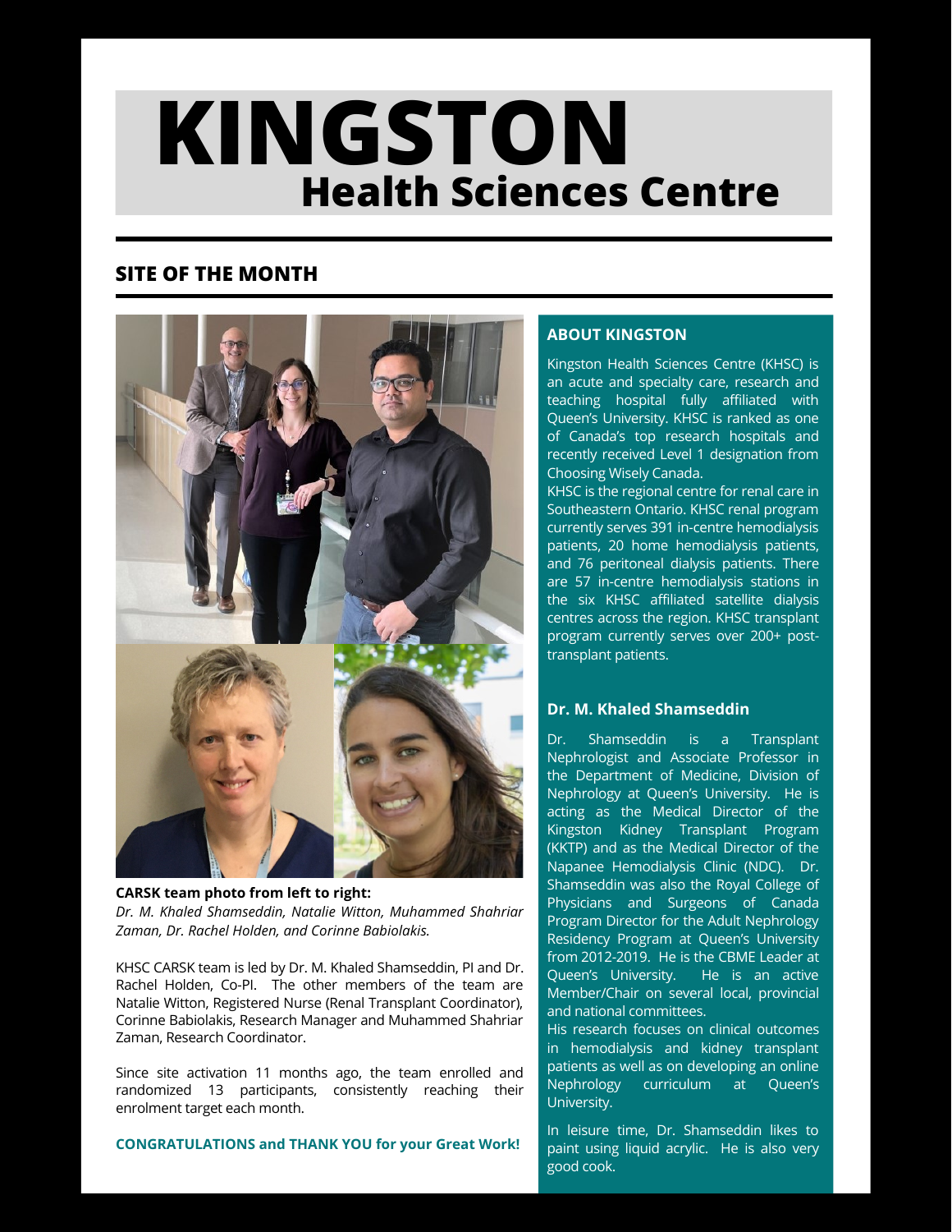# KINGSTON
## Health Sciences Centre

### SITE OF THE MONTH

**CARSK team photo from left to right:**
*Dr. M. Khaled Shamseddin, Natalie Witton, Muhammed Shahriar Zaman, Dr. Rachel Holden, and Corinne Babiolakis.*

KHSC CARSK team is led by Dr. M. Khaled Shamseddin, PI and Dr. Rachel Holden, Co-PI. The other members of the team are Natalie Witton, Registered Nurse (Renal Transplant Coordinator), Corinne Babiolakis, Research Manager and Muhammed Shahriar Zaman, Research Coordinator.

Since site activation 11 months ago, the team enrolled and randomized 13 participants, consistently reaching their enrolment target each month.

**CONGRATULATIONS and THANK YOU for your Great Work!**

### ABOUT KINGSTON

Kingston Health Sciences Centre (KHSC) is an acute and specialty care, research and teaching hospital fully affiliated with Queen's University. KHSC is ranked as one of Canada's top research hospitals and recently received Level 1 designation from Choosing Wisely Canada.

KHSC is the regional centre for renal care in Southeastern Ontario. KHSC renal program currently serves 391 in-centre hemodialysis patients, 20 home hemodialysis patients, and 76 peritoneal dialysis patients. There are 57 in-centre hemodialysis stations in the six KHSC affiliated satellite dialysis centres across the region. KHSC transplant program currently serves over 200+ post-transplant patients.

### Dr. M. Khaled Shamseddin

Dr. Shamseddin is a Transplant Nephrologist and Associate Professor in the Department of Medicine, Division of Nephrology at Queen's University. He is acting as the Medical Director of the Kingston Kidney Transplant Program (KKTP) and as the Medical Director of the Napanee Hemodialysis Clinic (NDC). Dr. Shamseddin was also the Royal College of Physicians and Surgeons of Canada Program Director for the Adult Nephrology Residency Program at Queen's University from 2012-2019. He is the CBME Leader at Queen's University. He is an active Member/Chair on several local, provincial and national committees.

His research focuses on clinical outcomes in hemodialysis and kidney transplant patients as well as on developing an online Nephrology curriculum at Queen's University.

In leisure time, Dr. Shamseddin likes to paint using liquid acrylic. He is also very good cook.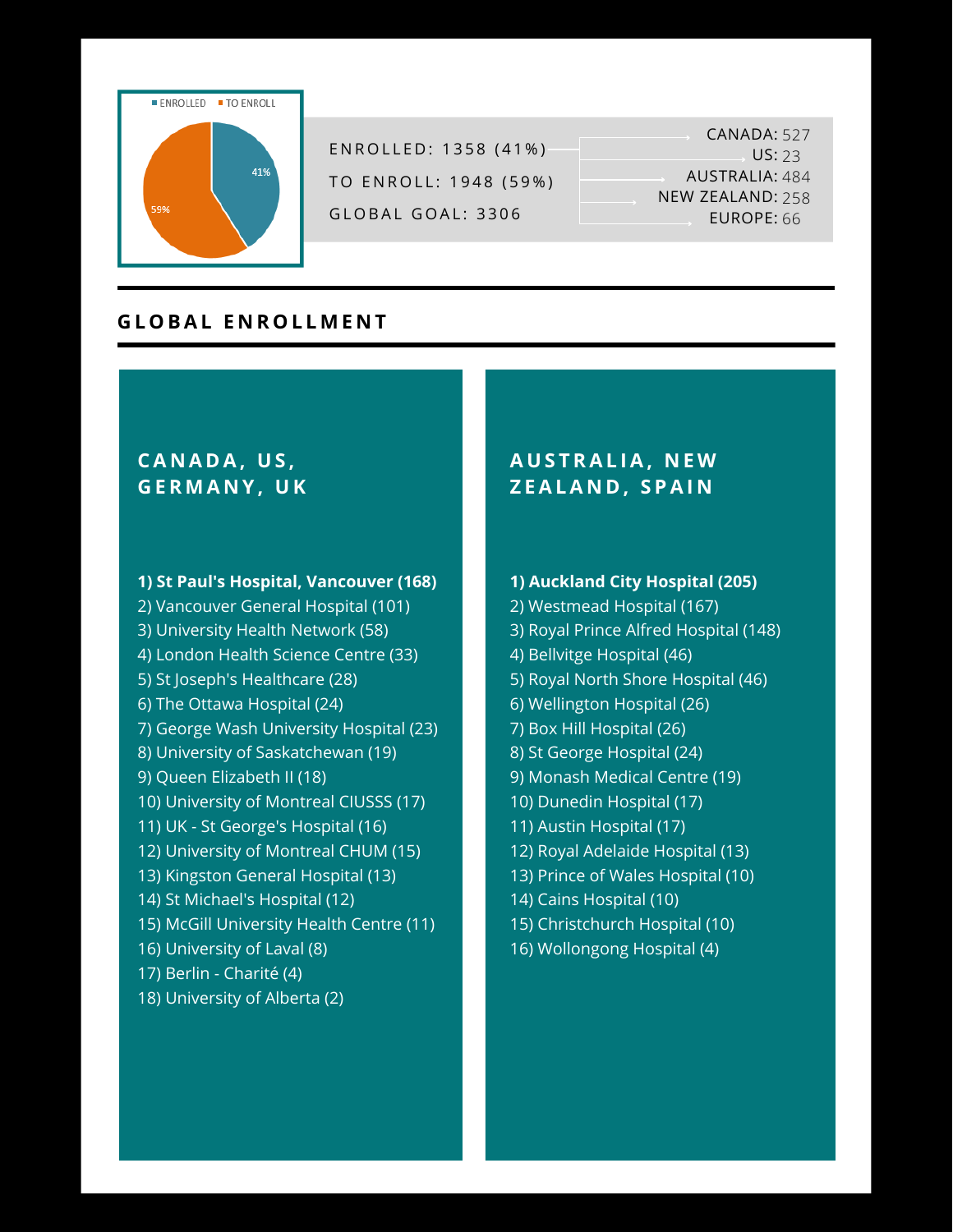ENROLLED: 1358 (41%)

TO ENROLL: 1948 (59%)

GLOBAL GOAL: 3306

- CANADA: 527
- US: 23
- AUSTRALIA: 484
- NEW ZEALAND: 258
- EUROPE: 66

## GLOBAL ENROLLMENT

### CANADA, US, GERMANY, UK

**1) St Paul's Hospital, Vancouver (168)**
2) Vancouver General Hospital (101)
3) University Health Network (58)
4) London Health Science Centre (33)
5) St Joseph's Healthcare (28)
6) The Ottawa Hospital (24)
7) George Wash University Hospital (23)
8) University of Saskatchewan (19)
9) Queen Elizabeth II (18)
10) University of Montreal CIUSSS (17)
11) UK - St George's Hospital (16)
12) University of Montreal CHUM (15)
13) Kingston General Hospital (13)
14) St Michael's Hospital (12)
15) McGill University Health Centre (11)
16) University of Laval (8)
17) Berlin - Charité (4)
18) University of Alberta (2)

### AUSTRALIA, NEW ZEALAND, SPAIN

**1) Auckland City Hospital (205)**
2) Westmead Hospital (167)
3) Royal Prince Alfred Hospital (148)
4) Bellvitge Hospital (46)
5) Royal North Shore Hospital (46)
6) Wellington Hospital (26)
7) Box Hill Hospital (26)
8) St George Hospital (24)
9) Monash Medical Centre (19)
10) Dunedin Hospital (17)
11) Austin Hospital (17)
12) Royal Adelaide Hospital (13)
13) Prince of Wales Hospital (10)
14) Cains Hospital (10)
15) Christchurch Hospital (10)
16) Wollongong Hospital (4)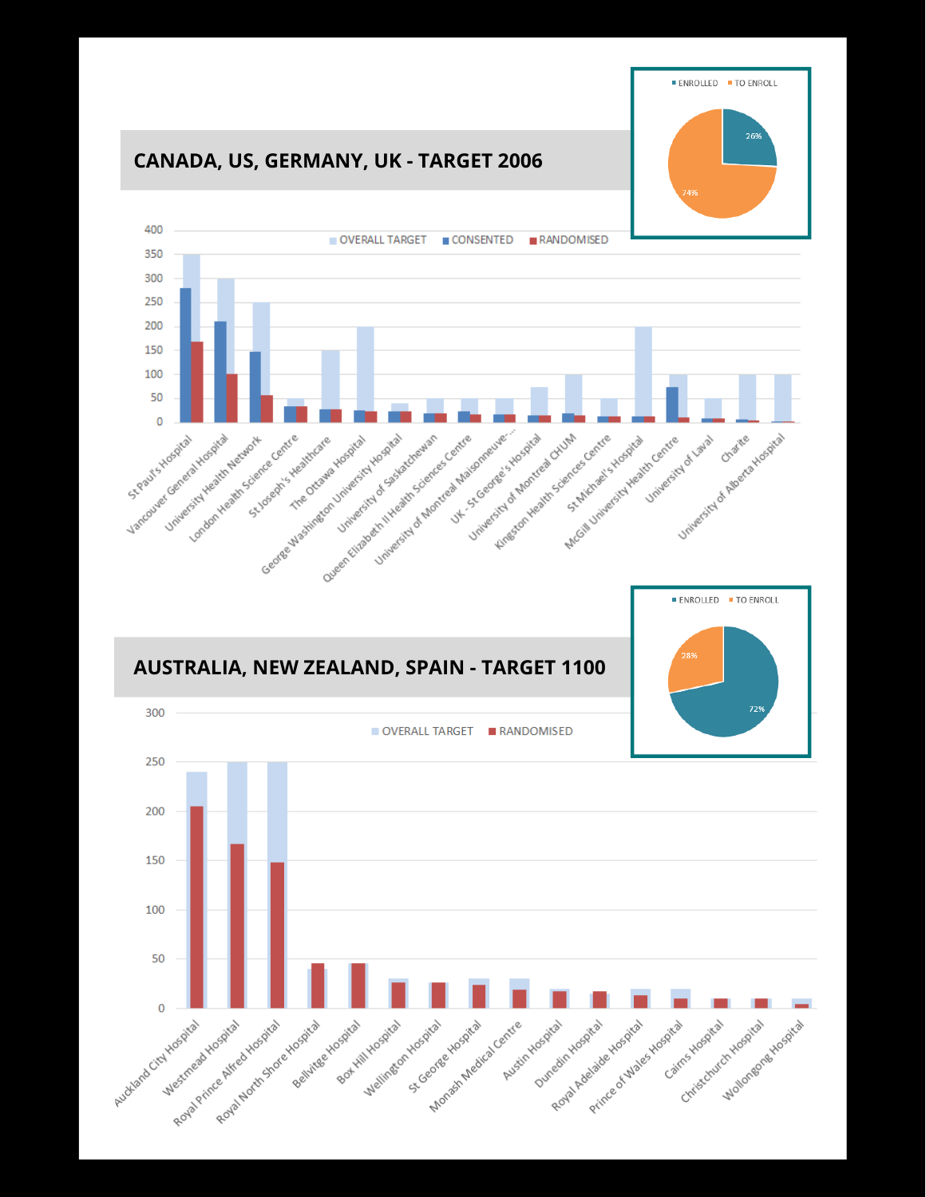## CANADA, US, GERMANY, UK - TARGET 2006

ENROLLED
TO ENROLL
26%
74%

OVERALL TARGET
CONSENTED
RANDOMISED

400
350
300
250
200
150
100
50
0

St Paul's Hospital
Vancouver General Hospital
University Health Network
London Health Science Centre
St Joseph's Healthcare
The Ottawa Hospital
George Washington University Hospital
University of Saskatchewan
Queen Elizabeth II Health Sciences Centre
University of Montreal Maisonneuve-...
UK - St George's Hospital
University of Montreal CHUM
Kingston Health Sciences Centre
St Michael's Hospital
McGill University Health Centre
University of Laval
Charite
University of Alberta Hospital

## AUSTRALIA, NEW ZEALAND, SPAIN - TARGET 1100

ENROLLED
TO ENROLL
28%
72%

OVERALL TARGET
RANDOMISED

300
250
200
150
100
50
0

Auckland City Hospital
Westmead Hospital
Royal Prince Alfred Hospital
Royal North Shore Hospital
Bellvitge Hospital
Box Hill Hospital
Wellington Hospital
St George Hospital
Monash Medical Centre
Austin Hospital
Dunedin Hospital
Royal Adelaide Hospital
Prince of Wales Hospital
Cairns Hospital
Christchurch Hospital
Wollongong Hospital